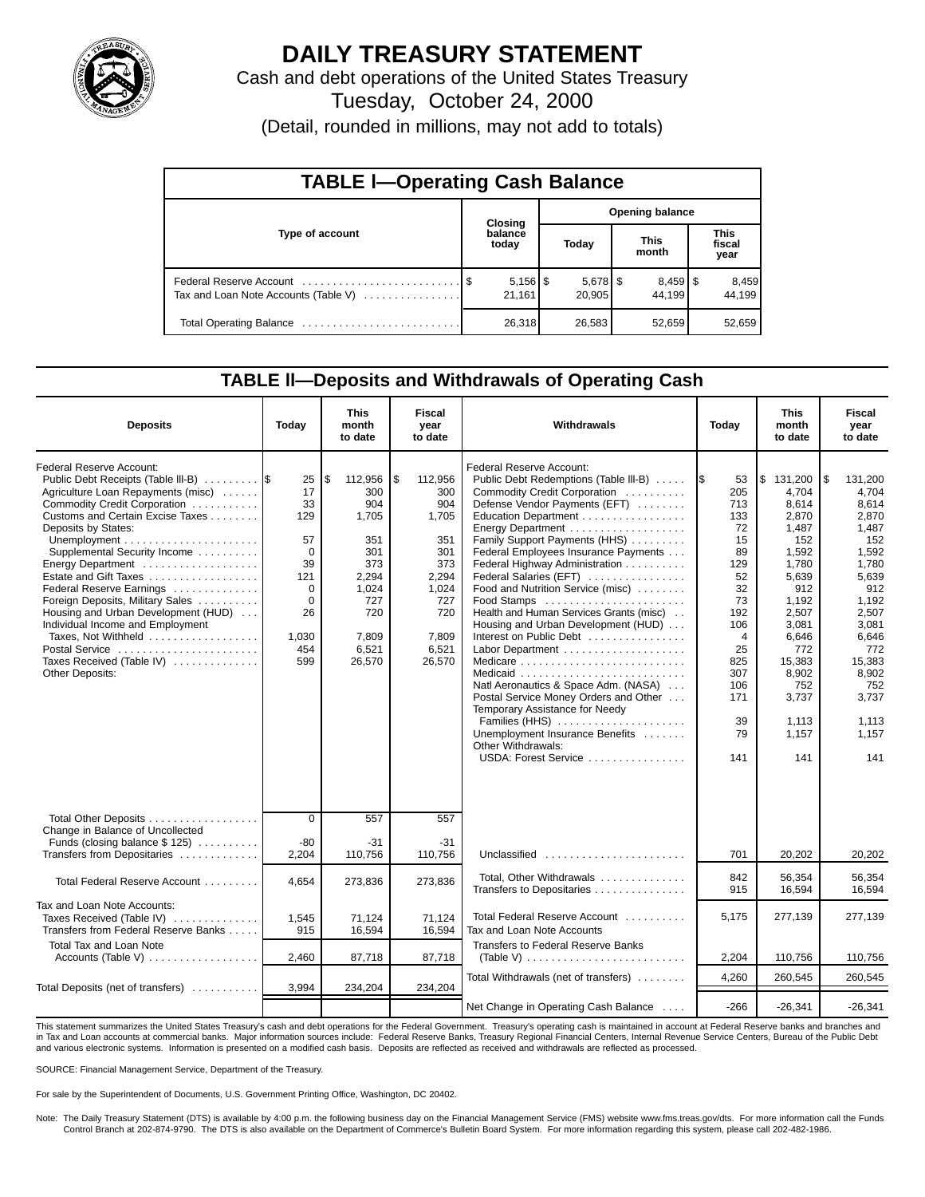# DAILY TREASURY STATEMENT

Cash and debt operations of the United States Treasury

Tuesday, October 24, 2000

(Detail, rounded in millions, may not add to totals)

## TABLE I—Operating Cash Balance

| Type of account | Closing balance today | Opening balance Today | Opening balance This month | Opening balance This fiscal year |
|---|---|---|---|---|
| Federal Reserve Account | $ 5,156 | $ 5,678 | $ 8,459 | $ 8,459 |
| Tax and Loan Note Accounts (Table V) | 21,161 | 20,905 | 44,199 | 44,199 |
| Total Operating Balance | 26,318 | 26,583 | 52,659 | 52,659 |

## TABLE II—Deposits and Withdrawals of Operating Cash

| Deposits | Today | This month to date | Fiscal year to date |
|---|---|---|---|
| Federal Reserve Account: | | | |
| Public Debt Receipts (Table III-B) | $ 25 | $ 112,956 | $ 112,956 |
| Agriculture Loan Repayments (misc) | 17 | 300 | 300 |
| Commodity Credit Corporation | 33 | 904 | 904 |
| Customs and Certain Excise Taxes | 129 | 1,705 | 1,705 |
| Deposits by States: | | | |
| Unemployment | 57 | 351 | 351 |
| Supplemental Security Income | 0 | 301 | 301 |
| Energy Department | 39 | 373 | 373 |
| Estate and Gift Taxes | 121 | 2,294 | 2,294 |
| Federal Reserve Earnings | 0 | 1,024 | 1,024 |
| Foreign Deposits, Military Sales | 0 | 727 | 727 |
| Housing and Urban Development (HUD) | 26 | 720 | 720 |
| Individual Income and Employment Taxes, Not Withheld | 1,030 | 7,809 | 7,809 |
| Postal Service | 454 | 6,521 | 6,521 |
| Taxes Received (Table IV) | 599 | 26,570 | 26,570 |
| Other Deposits: | | | |
| Total Other Deposits | 0 | 557 | 557 |
| Change in Balance of Uncollected Funds (closing balance $ 125) | -80 | -31 | -31 |
| Transfers from Depositaries | 2,204 | 110,756 | 110,756 |
| Total Federal Reserve Account | 4,654 | 273,836 | 273,836 |
| Tax and Loan Note Accounts: | | | |
| Taxes Received (Table IV) | 1,545 | 71,124 | 71,124 |
| Transfers from Federal Reserve Banks | 915 | 16,594 | 16,594 |
| Total Tax and Loan Note Accounts (Table V) | 2,460 | 87,718 | 87,718 |
| Total Deposits (net of transfers) | 3,994 | 234,204 | 234,204 |

| Withdrawals | Today | This month to date | Fiscal year to date |
|---|---|---|---|
| Federal Reserve Account: | | | |
| Public Debt Redemptions (Table III-B) | $ 53 | $ 131,200 | $ 131,200 |
| Commodity Credit Corporation | 205 | 4,704 | 4,704 |
| Defense Vendor Payments (EFT) | 713 | 8,614 | 8,614 |
| Education Department | 133 | 2,870 | 2,870 |
| Energy Department | 72 | 1,487 | 1,487 |
| Family Support Payments (HHS) | 15 | 152 | 152 |
| Federal Employees Insurance Payments | 89 | 1,592 | 1,592 |
| Federal Highway Administration | 129 | 1,780 | 1,780 |
| Federal Salaries (EFT) | 52 | 5,639 | 5,639 |
| Food and Nutrition Service (misc) | 32 | 912 | 912 |
| Food Stamps | 73 | 1,192 | 1,192 |
| Health and Human Services Grants (misc) | 192 | 2,507 | 2,507 |
| Housing and Urban Development (HUD) | 106 | 3,081 | 3,081 |
| Interest on Public Debt | 4 | 6,646 | 6,646 |
| Labor Department | 25 | 772 | 772 |
| Medicare | 825 | 15,383 | 15,383 |
| Medicaid | 307 | 8,902 | 8,902 |
| Natl Aeronautics & Space Adm. (NASA) | 106 | 752 | 752 |
| Postal Service Money Orders and Other | 171 | 3,737 | 3,737 |
| Temporary Assistance for Needy Families (HHS) | 39 | 1,113 | 1,113 |
| Unemployment Insurance Benefits | 79 | 1,157 | 1,157 |
| Other Withdrawals: | | | |
| USDA: Forest Service | 141 | 141 | 141 |
| Unclassified | 701 | 20,202 | 20,202 |
| Total, Other Withdrawals | 842 | 56,354 | 56,354 |
| Transfers to Depositaries | 915 | 16,594 | 16,594 |
| Total Federal Reserve Account | 5,175 | 277,139 | 277,139 |
| Tax and Loan Note Accounts | | | |
| Transfers to Federal Reserve Banks (Table V) | 2,204 | 110,756 | 110,756 |
| Total Withdrawals (net of transfers) | 4,260 | 260,545 | 260,545 |
| Net Change in Operating Cash Balance | -266 | -26,341 | -26,341 |

This statement summarizes the United States Treasury's cash and debt operations for the Federal Government. Treasury's operating cash is maintained in account at Federal Reserve banks and branches and in Tax and Loan accounts at commercial banks. Major information sources include: Federal Reserve Banks, Treasury Regional Financial Centers, Internal Revenue Service Centers, Bureau of the Public Debt and various electronic systems. Information is presented on a modified cash basis. Deposits are reflected as received and withdrawals are reflected as processed.

SOURCE: Financial Management Service, Department of the Treasury.

For sale by the Superintendent of Documents, U.S. Government Printing Office, Washington, DC 20402.

Note: The Daily Treasury Statement (DTS) is available by 4:00 p.m. the following business day on the Financial Management Service (FMS) website www.fms.treas.gov/dts. For more information call the Funds Control Branch at 202-874-9790. The DTS is also available on the Department of Commerce's Bulletin Board System. For more information regarding this system, please call 202-482-1986.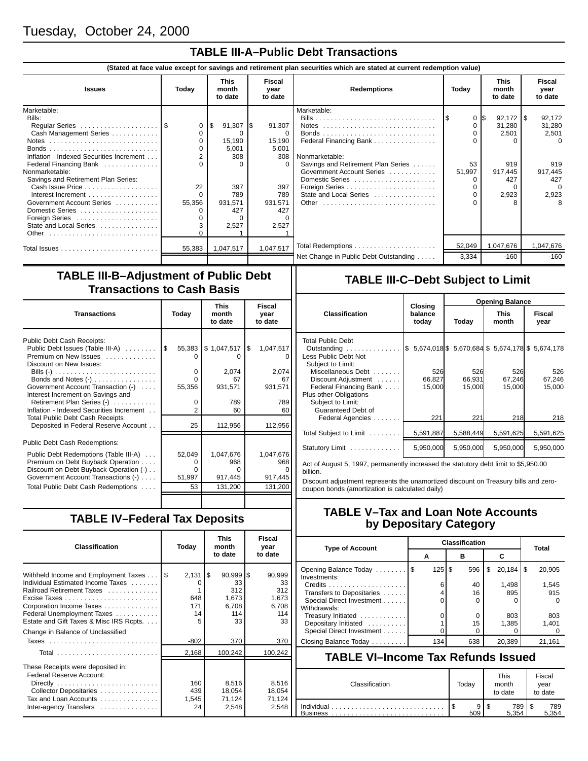Tuesday, October 24, 2000

## TABLE III-A–Public Debt Transactions

(Stated at face value except for savings and retirement plan securities which are stated at current redemption value)

| Issues | Today | This month to date | Fiscal year to date | Redemptions | Today | This month to date | Fiscal year to date |
|---|---|---|---|---|---|---|---|
| Marketable: | | | | Marketable: | | | |
| Bills: | | | | Bills | $ 0 | $ 92,172 | $ 92,172 |
| Regular Series | $ 0 | $ 91,307 | $ 91,307 | Notes | 0 | 31,280 | 31,280 |
| Cash Management Series | 0 | 0 | 0 | Bonds | 0 | 2,501 | 2,501 |
| Notes | 0 | 15,190 | 15,190 | Federal Financing Bank | 0 | 0 | 0 |
| Bonds | 0 | 5,001 | 5,001 | | | | |
| Inflation - Indexed Securities Increment | 2 | 308 | 308 | Nonmarketable: | | | |
| Federal Financing Bank | 0 | 0 | 0 | Savings and Retirement Plan Series | 53 | 919 | 919 |
| Nonmarketable: | | | | Government Account Series | 51,997 | 917,445 | 917,445 |
| Savings and Retirement Plan Series: | | | | Domestic Series | 0 | 427 | 427 |
| Cash Issue Price | 22 | 397 | 397 | Foreign Series | 0 | 0 | 0 |
| Interest Increment | 0 | 789 | 789 | State and Local Series | 0 | 2,923 | 2,923 |
| Government Account Series | 55,356 | 931,571 | 931,571 | Other | 0 | 8 | 8 |
| Domestic Series | 0 | 427 | 427 | | | | |
| Foreign Series | 0 | 0 | 0 | | | | |
| State and Local Series | 3 | 2,527 | 2,527 | | | | |
| Other | 0 | 1 | 1 | | | | |
| Total Issues | 55,383 | 1,047,517 | 1,047,517 | Total Redemptions | 52,049 | 1,047,676 | 1,047,676 |
| | | | | Net Change in Public Debt Outstanding | 3,334 | -160 | -160 |

## TABLE III-B–Adjustment of Public Debt Transactions to Cash Basis

| Transactions | Today | This month to date | Fiscal year to date |
|---|---|---|---|
| Public Debt Cash Receipts: | | | |
| Public Debt Issues (Table III-A) | $ 55,383 | $ 1,047,517 | $ 1,047,517 |
| Premium on New Issues | 0 | 0 | 0 |
| Discount on New Issues: | | | |
| Bills (-) | 0 | 2,074 | 2,074 |
| Bonds and Notes (-) | 0 | 67 | 67 |
| Government Account Transaction (-) | 55,356 | 931,571 | 931,571 |
| Interest Increment on Savings and Retirement Plan Series (-) | 0 | 789 | 789 |
| Inflation - Indexed Securities Increment | 2 | 60 | 60 |
| Total Public Debt Cash Receipts Deposited in Federal Reserve Account | 25 | 112,956 | 112,956 |
| Public Debt Cash Redemptions: | | | |
| Public Debt Redemptions (Table III-A) | 52,049 | 1,047,676 | 1,047,676 |
| Premium on Debt Buyback Operation | 0 | 968 | 968 |
| Discount on Debt Buyback Operation (-) | 0 | 0 | 0 |
| Government Account Transactions (-) | 51,997 | 917,445 | 917,445 |
| Total Public Debt Cash Redemptions | 53 | 131,200 | 131,200 |

## TABLE III-C–Debt Subject to Limit

| Classification | Closing balance today | Opening Balance Today | Opening Balance This month | Opening Balance Fiscal year |
|---|---|---|---|---|
| Total Public Debt Outstanding | $ 5,674,018 | $ 5,670,684 | $ 5,674,178 | $ 5,674,178 |
| Less Public Debt Not Subject to Limit: | | | | |
| Miscellaneous Debt | 526 | 526 | 526 | 526 |
| Discount Adjustment | 66,827 | 66,931 | 67,246 | 67,246 |
| Federal Financing Bank | 15,000 | 15,000 | 15,000 | 15,000 |
| Plus other Obligations Subject to Limit: | | | | |
| Guaranteed Debt of Federal Agencies | 221 | 221 | 218 | 218 |
| Total Subject to Limit | 5,591,887 | 5,588,449 | 5,591,625 | 5,591,625 |
| Statutory Limit | 5,950,000 | 5,950,000 | 5,950,000 | 5,950,000 |

Act of August 5, 1997, permanently increased the statutory debt limit to $5,950.00 billion.

Discount adjustment represents the unamortized discount on Treasury bills and zero-coupon bonds (amortization is calculated daily)

## TABLE IV–Federal Tax Deposits

| Classification | Today | This month to date | Fiscal year to date |
|---|---|---|---|
| Withheld Income and Employment Taxes | $ 2,131 | $ 90,999 | $ 90,999 |
| Individual Estimated Income Taxes | 0 | 33 | 33 |
| Railroad Retirement Taxes | 1 | 312 | 312 |
| Excise Taxes | 648 | 1,673 | 1,673 |
| Corporation Income Taxes | 171 | 6,708 | 6,708 |
| Federal Unemployment Taxes | 14 | 114 | 114 |
| Estate and Gift Taxes & Misc IRS Rcpts. | 5 | 33 | 33 |
| Change in Balance of Unclassified Taxes | -802 | 370 | 370 |
| Total | 2,168 | 100,242 | 100,242 |
| These Receipts were deposited in: | | | |
| Federal Reserve Account: | | | |
| Directly | 160 | 8,516 | 8,516 |
| Collector Depositaries | 439 | 18,054 | 18,054 |
| Tax and Loan Accounts | 1,545 | 71,124 | 71,124 |
| Inter-agency Transfers | 24 | 2,548 | 2,548 |

## TABLE V–Tax and Loan Note Accounts by Depositary Category

| Type of Account | Classification A | Classification B | Classification C | Total |
|---|---|---|---|---|
| Opening Balance Today | $ 125 | $ 596 | $ 20,184 | $ 20,905 |
| Investments: | | | | |
| Credits | 6 | 40 | 1,498 | 1,545 |
| Transfers to Depositaries | 4 | 16 | 895 | 915 |
| Special Direct Investment | 0 | 0 | 0 | 0 |
| Withdrawals: | | | | |
| Treasury Initiated | 0 | 0 | 803 | 803 |
| Depositary Initiated | 1 | 15 | 1,385 | 1,401 |
| Special Direct Investment | 0 | 0 | 0 | 0 |
| Closing Balance Today | 134 | 638 | 20,389 | 21,161 |

## TABLE VI–Income Tax Refunds Issued

| Classification | Today | This month to date | Fiscal year to date |
|---|---|---|---|
| Individual | $ 9 | $ 789 | $ 789 |
| Business | 509 | 5,354 | 5,354 |